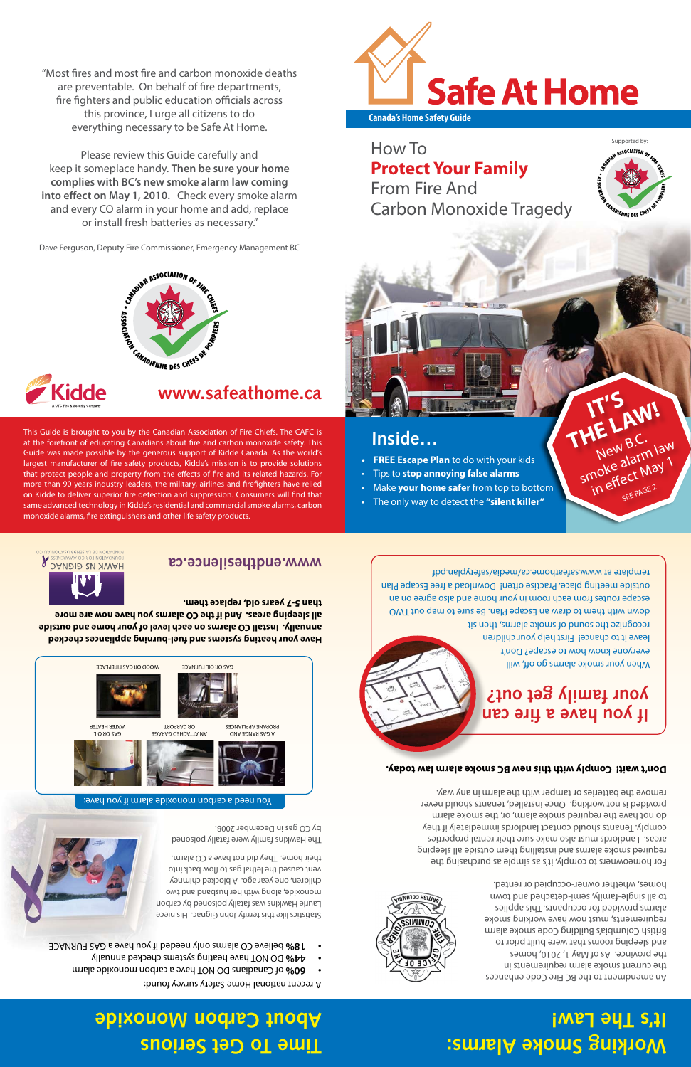"Most fires and most fire and carbon monoxide deaths are preventable. On behalf of fire departments, fire fighters and public education officials across this province, I urge all citizens to do everything necessary to be Safe At Home.

Please review this Guide carefully and keep it someplace handy. **Then be sure your home complies with BC's new smoke alarm law coming into effect on May 1, 2010.** Check every smoke alarm and every CO alarm in your home and add, replace or install fresh batteries as necessary."

Dave Ferguson, Deputy Fire Commissioner, Emergency Management BC

Kidde

**www.safeathome.ca**

This Guide is brought to you by the Canadian Association of Fire Chiefs. The CAFC is at the forefront of educating Canadians about fire and carbon monoxide safety. This Guide was made possible by the generous support of Kidde Canada. As the world's largest manufacturer of fire safety products, Kidde's mission is to provide solutions that protect people and property from the effects of fire and its related hazards. For more than 90 years industry leaders, the military, airlines and firefighters have relied on Kidde to deliver superior fire detection and suppression. Consumers will find that same advanced technology in Kidde's residential and commercial smoke alarms, carbon monoxide alarms, fire extinguishers and other life safety products.

# Safe At Home

**Canada's Home Safety Guide**

## How To **Protect Your Family** From Fire And Carbon Monoxide Tragedy

Supported by: Canadian Association of Fire Chiefs / Association Canadienne des Chefs de Pompiers

## Inside…

- **FREE Escape Plan** to do with your kids
- Tips to **stop annoying false alarms**
- Make **your home safer** from top to bottom
- The only way to detect the **"silent killer"**

**IT'S THE LAW!** New B.C. smoke alarm law in effect May 1 SEE PAGE 2

## Time To Get Serious About Carbon Monoxide

A recent national Home Safety survey found:

- **60%** of Canadians **DO NOT** have a carbon monoxide alarm
- **44% DO NOT** have heating systems checked annually
- **18%** believe CO alarms only needed if you have a **GAS FURNACE**

Statistics like this terrify John Gignac. His niece Laurie Hawkins was fatally poisoned by carbon monoxide, along with her husband and two children, one year ago. A blocked chimney vent caused the lethal gas to flow back into their home. They did not have a CO alarm.

The Hawkins family were fatally poisoned by CO gas in December 2008.

You need a carbon monoxide alarm if you have:

- A gas range and propane appliances
- An attached garage or carport
- Gas or oil water heater
- Gas or oil furnace
- Wood or gas fireplace

**Have your heating systems and fuel-burning appliances checked annually. Install CO alarms on each level of your home and outside all sleeping areas. And if the CO alarms you have now are more than 5-7 years old, replace them.**

**www.endthesilence.ca**

Hawkins-Gignac Foundation for CO Awareness / Fondation pour la sensibilisation au CO

## Working Smoke Alarms: It's The Law!

An amendment to the BC Fire Code enhances the current smoke alarm requirements in the province. As of May 1, 2010, homes and sleeping rooms that were built prior to British Columbia's Building Code smoke alarm requirements, must now have working smoke alarms provided for occupants. This applies to all single-family, semi-detached and town homes, whether owner-occupied or rental.

For homeowners to comply, it's as simple as purchasing the required smoke alarms and installing them outside all sleeping areas. Landlords must also make sure their rental properties comply. Tenants should contact landlords immediately if they do not have the required smoke alarms, or, the smoke alarm provided is not working. Once installed, tenants should never remove the batteries or tamper with the alarm in any way.

Office of the Fire Commissioner, British Columbia

**Don't wait! Comply with this new BC smoke alarm law today.**

## If you have a fire can your family get out?

When your smoke alarms go off, will everyone know how to escape? Don't leave it to chance! First help your children recognize the sound of smoke alarms, then sit down with them to draw an Escape Plan. Be sure to map out TWO escape routes from each room in your home and also agree on an outside meeting place. Practise often! Download a free Escape Plan template at www.safeathome.ca/media/safetyplan.pdf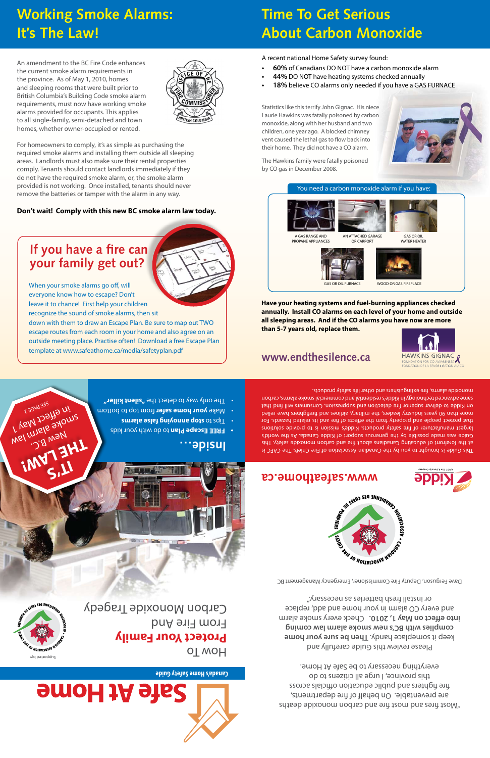## Working Smoke Alarms: It's The Law!

An amendment to the BC Fire Code enhances the current smoke alarm requirements in the province. As of May 1, 2010, homes and sleeping rooms that were built prior to British Columbia's Building Code smoke alarm requirements, must now have working smoke alarms provided for occupants. This applies to all single-family, semi-detached and town homes, whether owner-occupied or rented.

For homeowners to comply, it's as simple as purchasing the required smoke alarms and installing them outside all sleeping areas. Landlords must also make sure their rental properties comply. Tenants should contact landlords immediately if they do not have the required smoke alarm, or, the smoke alarm provided is not working. Once installed, tenants should never remove the batteries or tamper with the alarm in any way.

**Don't wait! Comply with this new BC smoke alarm law today.**

### If you have a fire can your family get out?

When your smoke alarms go off, will everyone know how to escape? Don't leave it to chance! First help your children recognize the sound of smoke alarms, then sit down with them to draw an Escape Plan. Be sure to map out TWO escape routes from each room in your home and also agree on an outside meeting place. Practise often! Download a free Escape Plan template at www.safeathome.ca/media/safetyplan.pdf

## Time To Get Serious About Carbon Monoxide

A recent national Home Safety survey found:

- **60%** of Canadians DO NOT have a carbon monoxide alarm
- **44%** DO NOT have heating systems checked annually
- **18%** believe CO alarms only needed if you have a GAS FURNACE

Statistics like this terrify John Gignac. His niece Laurie Hawkins was fatally poisoned by carbon monoxide, along with her husband and two children, one year ago. A blocked chimney vent caused the lethal gas to flow back into their home. They did not have a CO alarm.

The Hawkins family were fatally poisoned by CO gas in December 2008.

You need a carbon monoxide alarm if you have:

- A GAS RANGE AND PROPANE APPLIANCES
- AN ATTACHED GARAGE OR CARPORT
- GAS OR OIL WATER HEATER
- GAS OR OIL FURNACE
- WOOD OR GAS FIREPLACE

**Have your heating systems and fuel-burning appliances checked annually. Install CO alarms on each level of your home and outside all sleeping areas. And if the CO alarms you have now are more than 5-7 years old, replace them.**

**www.endthesilence.ca**

HAWKINS-GIGNAC FOUNDATION FOR CO AWARENESS / FONDATION DE LA SENSIBILISATION AU CO

---

"Most fire and most fire and carbon monoxide deaths are preventable. On behalf of fire departments, fire fighters and public education officials across this province, I urge all citizens to do everything necessary to be Safe At Home.

Please review this guide carefully and keep it someplace handy. **Then be sure your home complies with BC's new smoke alarm law coming into effect on May 1, 2010.** Check every smoke alarm and every CO alarm in your home and add, replace or install fresh batteries as necessary."

Dave Ferguson, Deputy Fire Commissioner, Emergency Management BC

**www.safeathome.ca**

This Guide is brought to you by the Canadian Association of Fire Chiefs. The CAFC is at the forefront of educating Canadians about fire and carbon monoxide safety. This Guide was made possible by the generous support of Kidde Canada. As the world's largest manufacturer of fire safety products, Kidde's mission is to provide solutions that protect people and property from the effects of fire and its related hazards. For more than 90 years industry leaders, the military, airlines and firefighters have relied on Kidde to deliver superior fire detection and suppression. Consumers will find that same advanced technology in Kidde's residential and commercial smoke alarms, carbon monoxide alarms, fire extinguishers and other life safety products.

# Safe At Home

**Canada's Home Safety Guide**

How To **Protect Your Family** From Fire And Carbon Monoxide Tragedy

Supported by:

## Inside...

- **FREE Escape Plan** to do with your kids
- Tips to **stop annoying false alarms**
- Make **your home safer** from top to bottom
- The only way to detect the **"silent killer"**

IT'S THE LAW! New B.C. smoke alarm law in effect May 1 SEE PAGE 2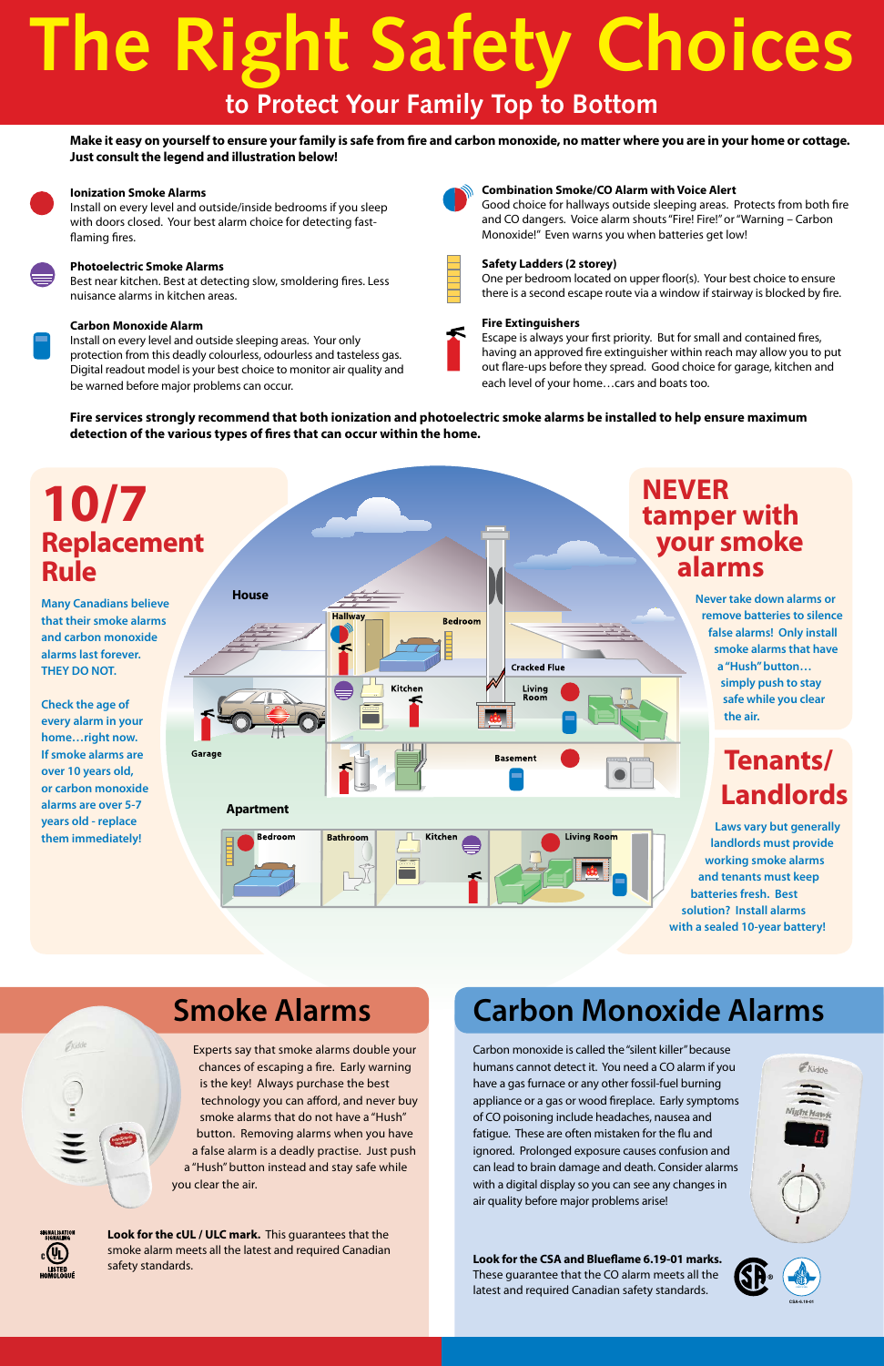# The Right Safety Choices

## to Protect Your Family Top to Bottom

**Make it easy on yourself to ensure your family is safe from fire and carbon monoxide, no matter where you are in your home or cottage. Just consult the legend and illustration below!**

**Ionization Smoke Alarms**
Install on every level and outside/inside bedrooms if you sleep with doors closed. Your best alarm choice for detecting fast-flaming fires.

**Photoelectric Smoke Alarms**
Best near kitchen. Best at detecting slow, smoldering fires. Less nuisance alarms in kitchen areas.

**Carbon Monoxide Alarm**
Install on every level and outside sleeping areas. Your only protection from this deadly colourless, odourless and tasteless gas. Digital readout model is your best choice to monitor air quality and be warned before major problems can occur.

**Combination Smoke/CO Alarm with Voice Alert**
Good choice for hallways outside sleeping areas. Protects from both fire and CO dangers. Voice alarm shouts "Fire! Fire!" or "Warning – Carbon Monoxide!" Even warns you when batteries get low!

**Safety Ladders (2 storey)**
One per bedroom located on upper floor(s). Your best choice to ensure there is a second escape route via a window if stairway is blocked by fire.

**Fire Extinguishers**
Escape is always your first priority. But for small and contained fires, having an approved fire extinguisher within reach may allow you to put out flare-ups before they spread. Good choice for garage, kitchen and each level of your home…cars and boats too.

**Fire services strongly recommend that both ionization and photoelectric smoke alarms be installed to help ensure maximum detection of the various types of fires that can occur within the home.**

## 10/7 Replacement Rule

Many Canadians believe that their smoke alarms and carbon monoxide alarms last forever. THEY DO NOT.

Check the age of every alarm in your home…right now. If smoke alarms are over 10 years old, or carbon monoxide alarms are over 5-7 years old - replace them immediately!

House
Hallway
Bedroom
Cracked Flue
Kitchen
Living Room
Garage
Basement
Apartment
Bedroom
Bathroom
Kitchen
Living Room

## NEVER tamper with your smoke alarms

Never take down alarms or remove batteries to silence false alarms! Only install smoke alarms that have a "Hush" button… simply push to stay safe while you clear the air.

## Tenants/ Landlords

Laws vary but generally landlords must provide working smoke alarms and tenants must keep batteries fresh. Best solution? Install alarms with a sealed 10-year battery!

## Smoke Alarms

Experts say that smoke alarms double your chances of escaping a fire. Early warning is the key! Always purchase the best technology you can afford, and never buy smoke alarms that do not have a "Hush" button. Removing alarms when you have a false alarm is a deadly practise. Just push a "Hush" button instead and stay safe while you clear the air.

**Look for the cUL / ULC mark.** This guarantees that the smoke alarm meets all the latest and required Canadian safety standards.

## Carbon Monoxide Alarms

Carbon monoxide is called the "silent killer" because humans cannot detect it. You need a CO alarm if you have a gas furnace or any other fossil-fuel burning appliance or a gas or wood fireplace. Early symptoms of CO poisoning include headaches, nausea and fatigue. These are often mistaken for the flu and ignored. Prolonged exposure causes confusion and can lead to brain damage and death. Consider alarms with a digital display so you can see any changes in air quality before major problems arise!

**Look for the CSA and Blueflame 6.19-01 marks.** These guarantee that the CO alarm meets all the latest and required Canadian safety standards.